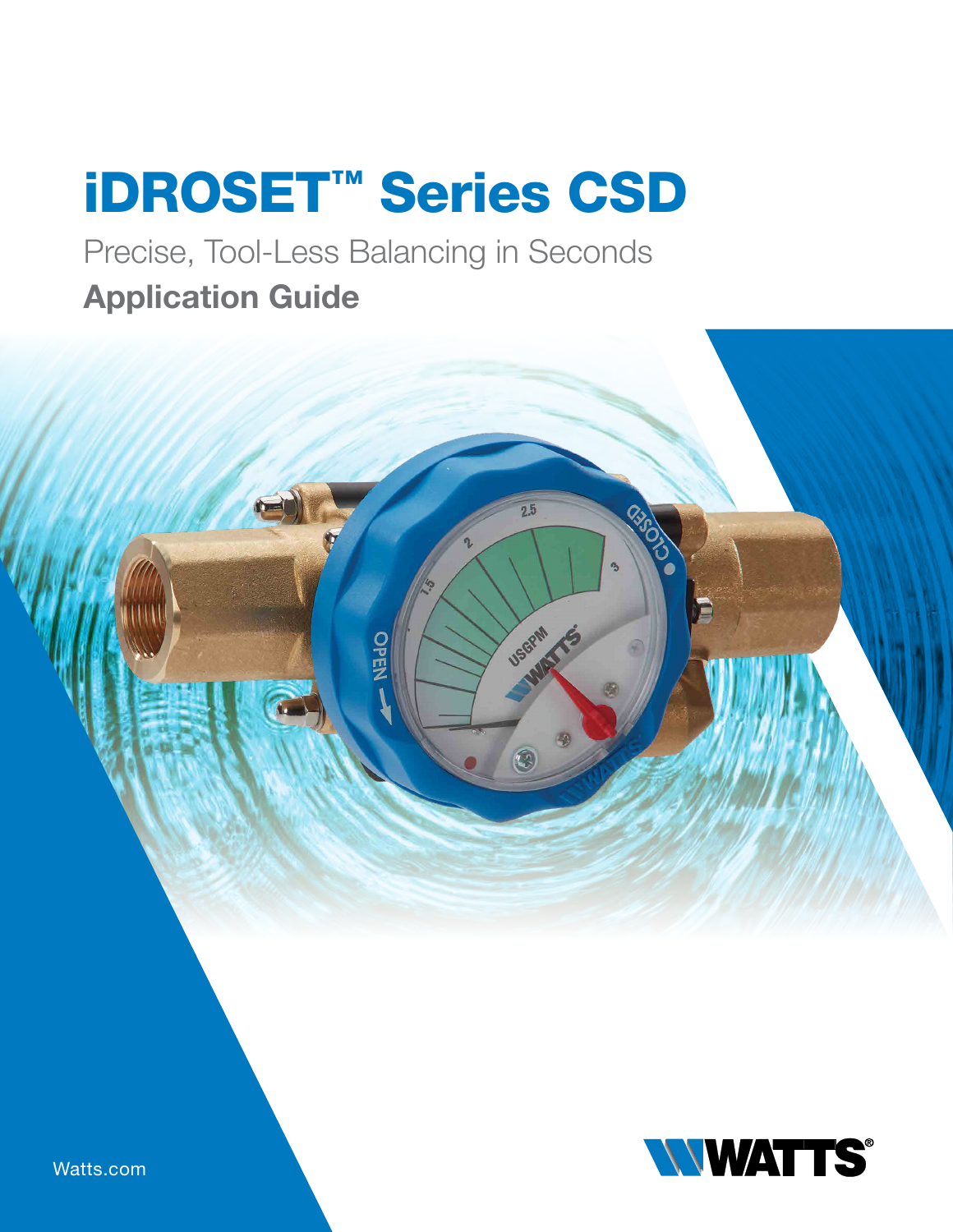# iDROSET™ Series CSD

Precise, Tool-Less Balancing in Seconds

**Application Guide**

Watts.com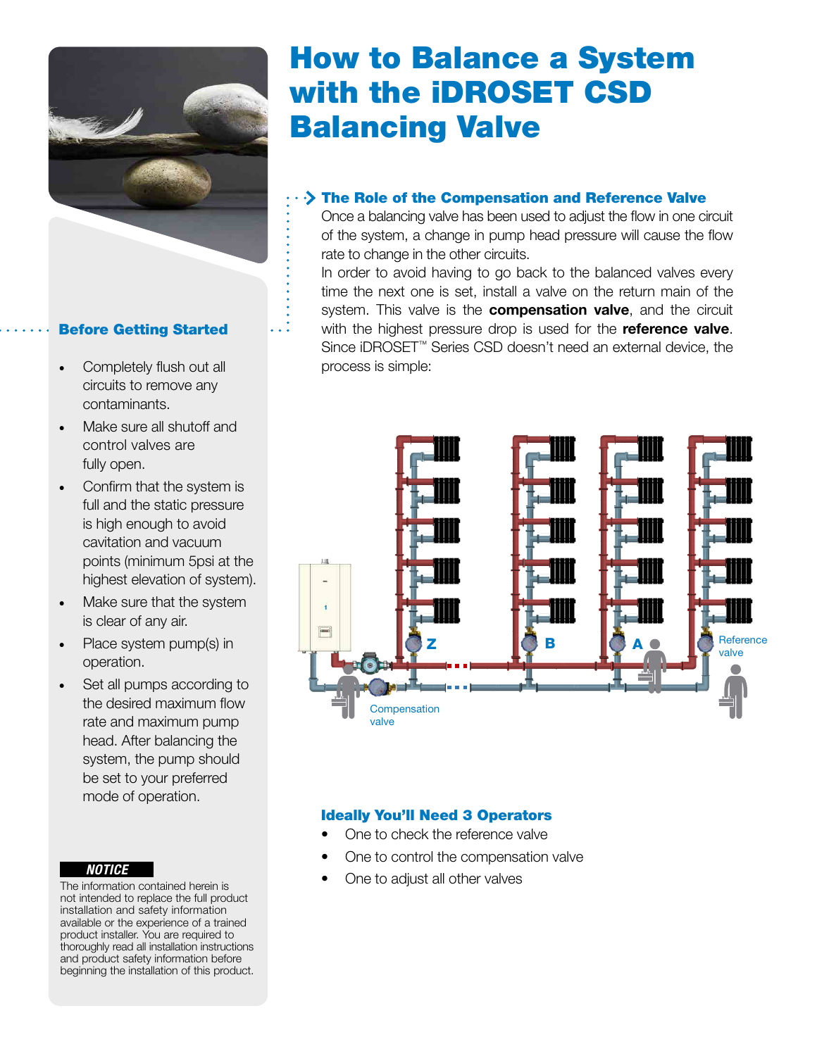# How to Balance a System with the iDROSET CSD Balancing Valve

## Before Getting Started

- Completely flush out all circuits to remove any contaminants.
- Make sure all shutoff and control valves are fully open.
- Confirm that the system is full and the static pressure is high enough to avoid cavitation and vacuum points (minimum 5psi at the highest elevation of system).
- Make sure that the system is clear of any air.
- Place system pump(s) in operation.
- Set all pumps according to the desired maximum flow rate and maximum pump head. After balancing the system, the pump should be set to your preferred mode of operation.

**NOTICE**

The information contained herein is not intended to replace the full product installation and safety information available or the experience of a trained product installer. You are required to thoroughly read all installation instructions and product safety information before beginning the installation of this product.

## The Role of the Compensation and Reference Valve

Once a balancing valve has been used to adjust the flow in one circuit of the system, a change in pump head pressure will cause the flow rate to change in the other circuits.

In order to avoid having to go back to the balanced valves every time the next one is set, install a valve on the return main of the system. This valve is the **compensation valve**, and the circuit with the highest pressure drop is used for the **reference valve**. Since iDROSET™ Series CSD doesn't need an external device, the process is simple:

Z B A Reference valve

Compensation valve

## Ideally You'll Need 3 Operators

- One to check the reference valve
- One to control the compensation valve
- One to adjust all other valves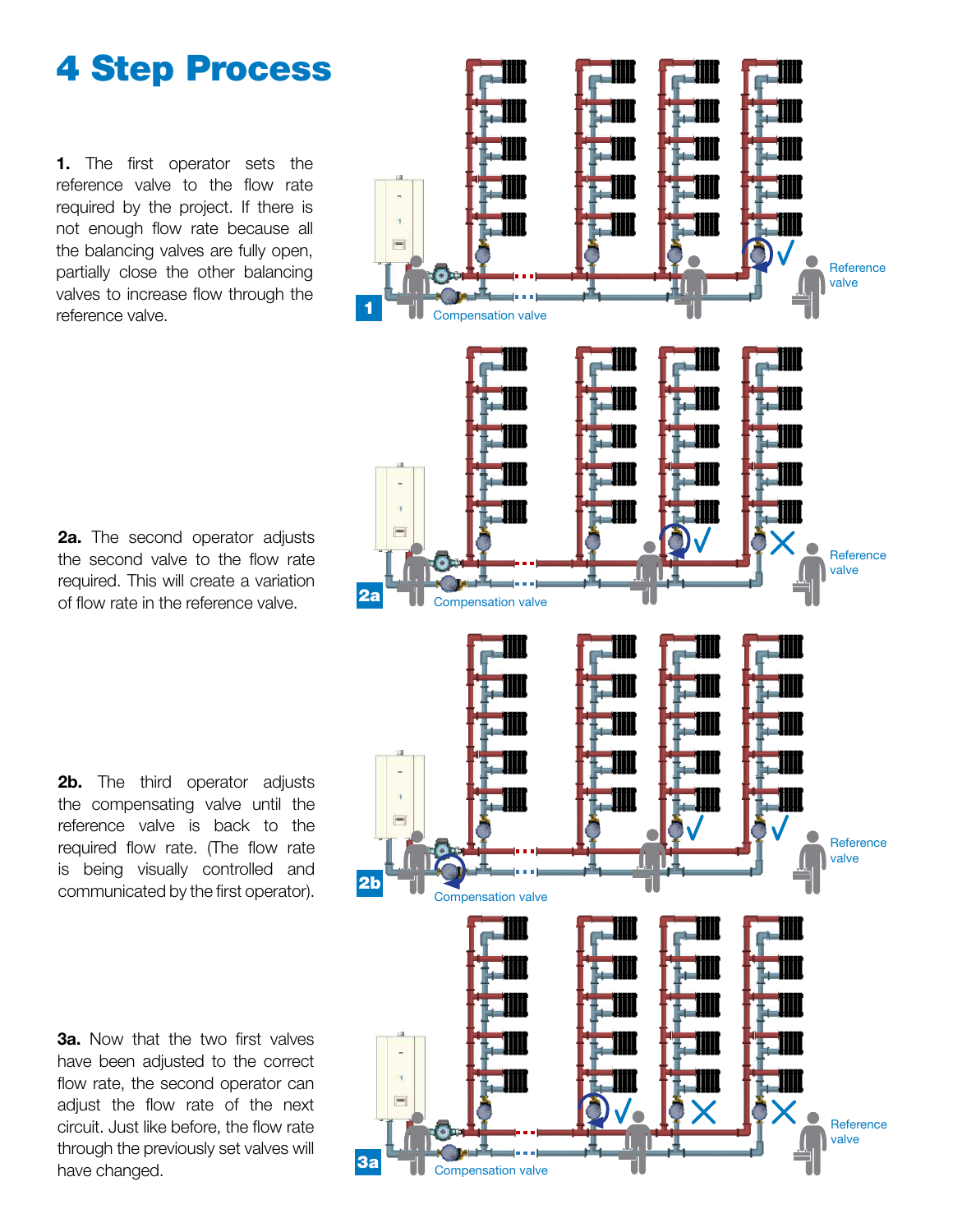# 4 Step Process

**1.** The first operator sets the reference valve to the flow rate required by the project. If there is not enough flow rate because all the balancing valves are fully open, partially close the other balancing valves to increase flow through the reference valve.

**2a.** The second operator adjusts the second valve to the flow rate required. This will create a variation of flow rate in the reference valve.

**2b.** The third operator adjusts the compensating valve until the reference valve is back to the required flow rate. (The flow rate is being visually controlled and communicated by the first operator).

**3a.** Now that the two first valves have been adjusted to the correct flow rate, the second operator can adjust the flow rate of the next circuit. Just like before, the flow rate through the previously set valves will have changed.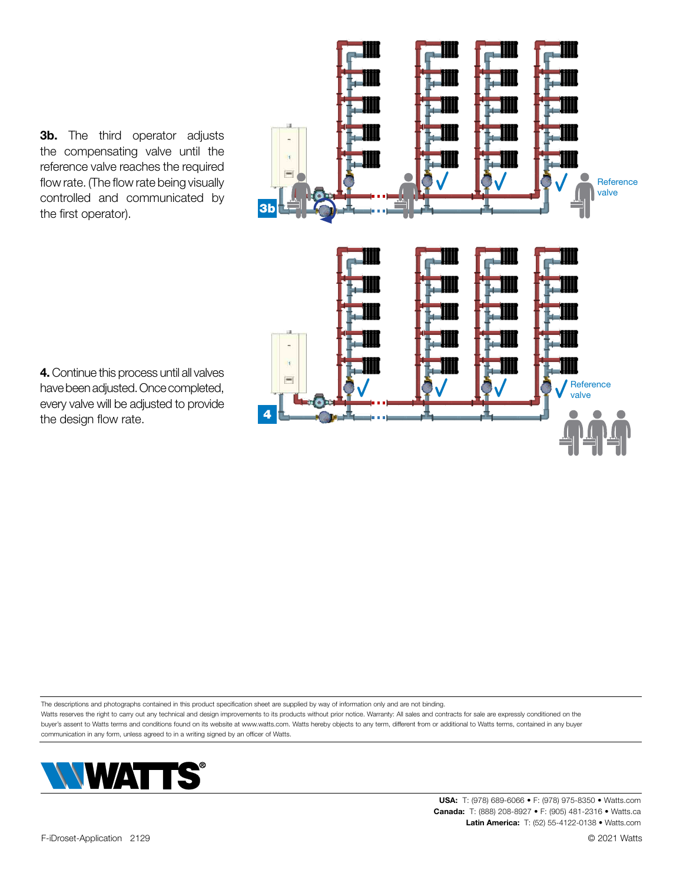**3b.** The third operator adjusts the compensating valve until the reference valve reaches the required flow rate. (The flow rate being visually controlled and communicated by the first operator).

3b

Reference valve

**4.** Continue this process until all valves have been adjusted. Once completed, every valve will be adjusted to provide the design flow rate.

4

Reference valve

The descriptions and photographs contained in this product specification sheet are supplied by way of information only and are not binding. Watts reserves the right to carry out any technical and design improvements to its products without prior notice. Warranty: All sales and contracts for sale are expressly conditioned on the buyer's assent to Watts terms and conditions found on its website at www.watts.com. Watts hereby objects to any term, different from or additional to Watts terms, contained in any buyer communication in any form, unless agreed to in a writing signed by an officer of Watts.

WATTS®

**USA:** T: (978) 689-6066 • F: (978) 975-8350 • Watts.com
**Canada:** T: (888) 208-8927 • F: (905) 481-2316 • Watts.ca
**Latin America:** T: (52) 55-4122-0138 • Watts.com

F-iDroset-Application 2129

© 2021 Watts